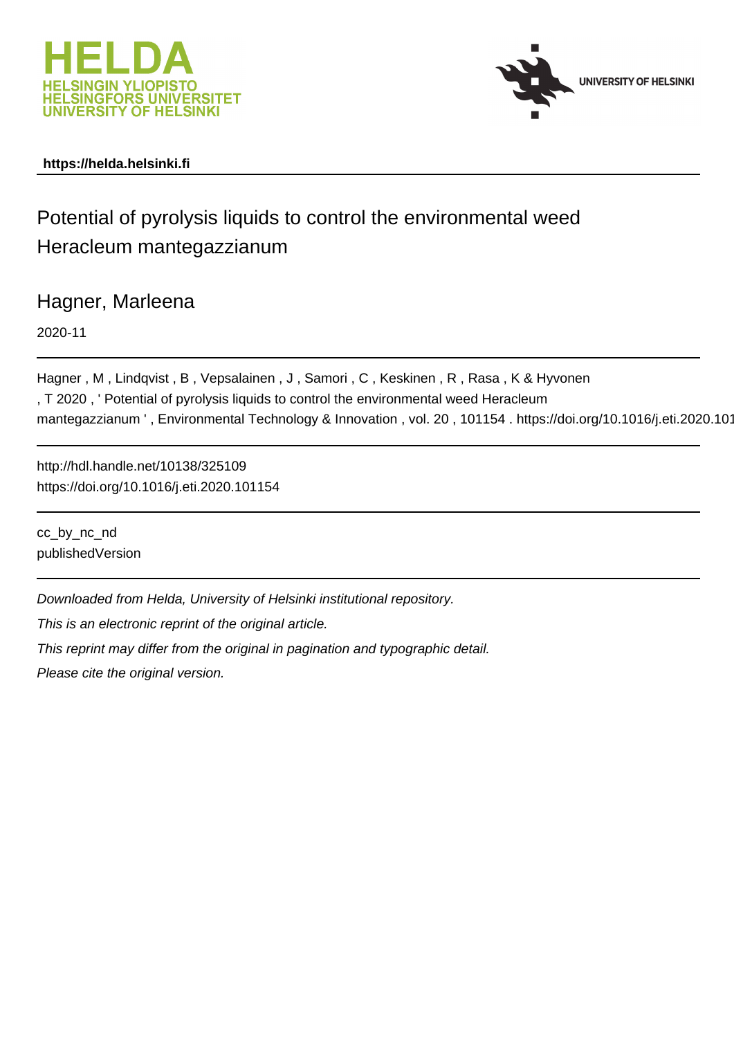https://helda.helsinki.fi

# Potential of pyrolysis liquids to control the environmental weed Heracleum mantegazzianum

Hagner, Marleena

2020-11

Hagner , M , Lindqvist , B , Vepsalainen , J , Samori , C , Keskinen , R , Rasa , K & Hyvonen , T 2020 , ' Potential of pyrolysis liquids to control the environmental weed Heracleum mantegazzianum ' , Environmental Technology & Innovation , vol. 20 , 101154 . https://doi.org/10.1016/j.eti.2020.101

http://hdl.handle.net/10138/325109
https://doi.org/10.1016/j.eti.2020.101154

cc_by_nc_nd
publishedVersion

*Downloaded from Helda, University of Helsinki institutional repository.*

*This is an electronic reprint of the original article.*

*This reprint may differ from the original in pagination and typographic detail.*

*Please cite the original version.*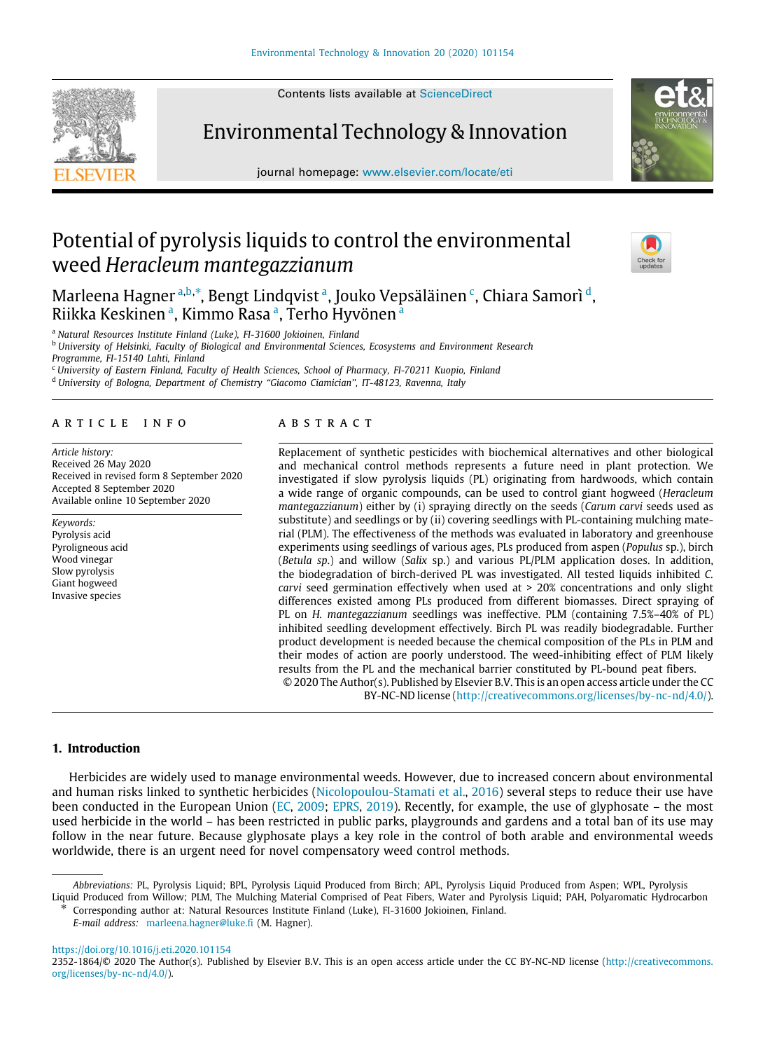# Potential of pyrolysis liquids to control the environmental weed *Heracleum mantegazzianum*

Marleena Hagner[a,b,*], Bengt Lindqvist[a], Jouko Vepsäläinen[c], Chiara Samorì[d], Riikka Keskinen[a], Kimmo Rasa[a], Terho Hyvönen[a]

[a] Natural Resources Institute Finland (Luke), FI-31600 Jokioinen, Finland
[b] University of Helsinki, Faculty of Biological and Environmental Sciences, Ecosystems and Environment Research Programme, FI-15140 Lahti, Finland
[c] University of Eastern Finland, Faculty of Health Sciences, School of Pharmacy, FI-70211 Kuopio, Finland
[d] University of Bologna, Department of Chemistry "Giacomo Ciamician", IT-48123, Ravenna, Italy

## ARTICLE INFO

*Article history:*
Received 26 May 2020
Received in revised form 8 September 2020
Accepted 8 September 2020
Available online 10 September 2020

*Keywords:*
Pyrolysis acid
Pyroligneous acid
Wood vinegar
Slow pyrolysis
Giant hogweed
Invasive species

## ABSTRACT

Replacement of synthetic pesticides with biochemical alternatives and other biological and mechanical control methods represents a future need in plant protection. We investigated if slow pyrolysis liquids (PL) originating from hardwoods, which contain a wide range of organic compounds, can be used to control giant hogweed (*Heracleum mantegazzianum*) either by (i) spraying directly on the seeds (*Carum carvi* seeds used as substitute) and seedlings or by (ii) covering seedlings with PL-containing mulching material (PLM). The effectiveness of the methods was evaluated in laboratory and greenhouse experiments using seedlings of various ages, PLs produced from aspen (*Populus* sp.), birch (*Betula sp.*) and willow (*Salix* sp.) and various PL/PLM application doses. In addition, the biodegradation of birch-derived PL was investigated. All tested liquids inhibited *C. carvi* seed germination effectively when used at > 20% concentrations and only slight differences existed among PLs produced from different biomasses. Direct spraying of PL on *H. mantegazzianum* seedlings was ineffective. PLM (containing 7.5%–40% of PL) inhibited seedling development effectively. Birch PL was readily biodegradable. Further product development is needed because the chemical composition of the PLs in PLM and their modes of action are poorly understood. The weed-inhibiting effect of PLM likely results from the PL and the mechanical barrier constituted by PL-bound peat fibers.

© 2020 The Author(s). Published by Elsevier B.V. This is an open access article under the CC BY-NC-ND license (http://creativecommons.org/licenses/by-nc-nd/4.0/).

## 1. Introduction

Herbicides are widely used to manage environmental weeds. However, due to increased concern about environmental and human risks linked to synthetic herbicides (Nicolopoulou-Stamati et al., 2016) several steps to reduce their use have been conducted in the European Union (EC, 2009; EPRS, 2019). Recently, for example, the use of glyphosate – the most used herbicide in the world – has been restricted in public parks, playgrounds and gardens and a total ban of its use may follow in the near future. Because glyphosate plays a key role in the control of both arable and environmental weeds worldwide, there is an urgent need for novel compensatory weed control methods.

---

*Abbreviations:* PL, Pyrolysis Liquid; BPL, Pyrolysis Liquid Produced from Birch; APL, Pyrolysis Liquid Produced from Aspen; WPL, Pyrolysis Liquid Produced from Willow; PLM, The Mulching Material Comprised of Peat Fibers, Water and Pyrolysis Liquid; PAH, Polyaromatic Hydrocarbon

\* Corresponding author at: Natural Resources Institute Finland (Luke), FI-31600 Jokioinen, Finland.
*E-mail address:* marleena.hagner@luke.fi (M. Hagner).

https://doi.org/10.1016/j.eti.2020.101154
2352-1864/© 2020 The Author(s). Published by Elsevier B.V. This is an open access article under the CC BY-NC-ND license (http://creativecommons.org/licenses/by-nc-nd/4.0/).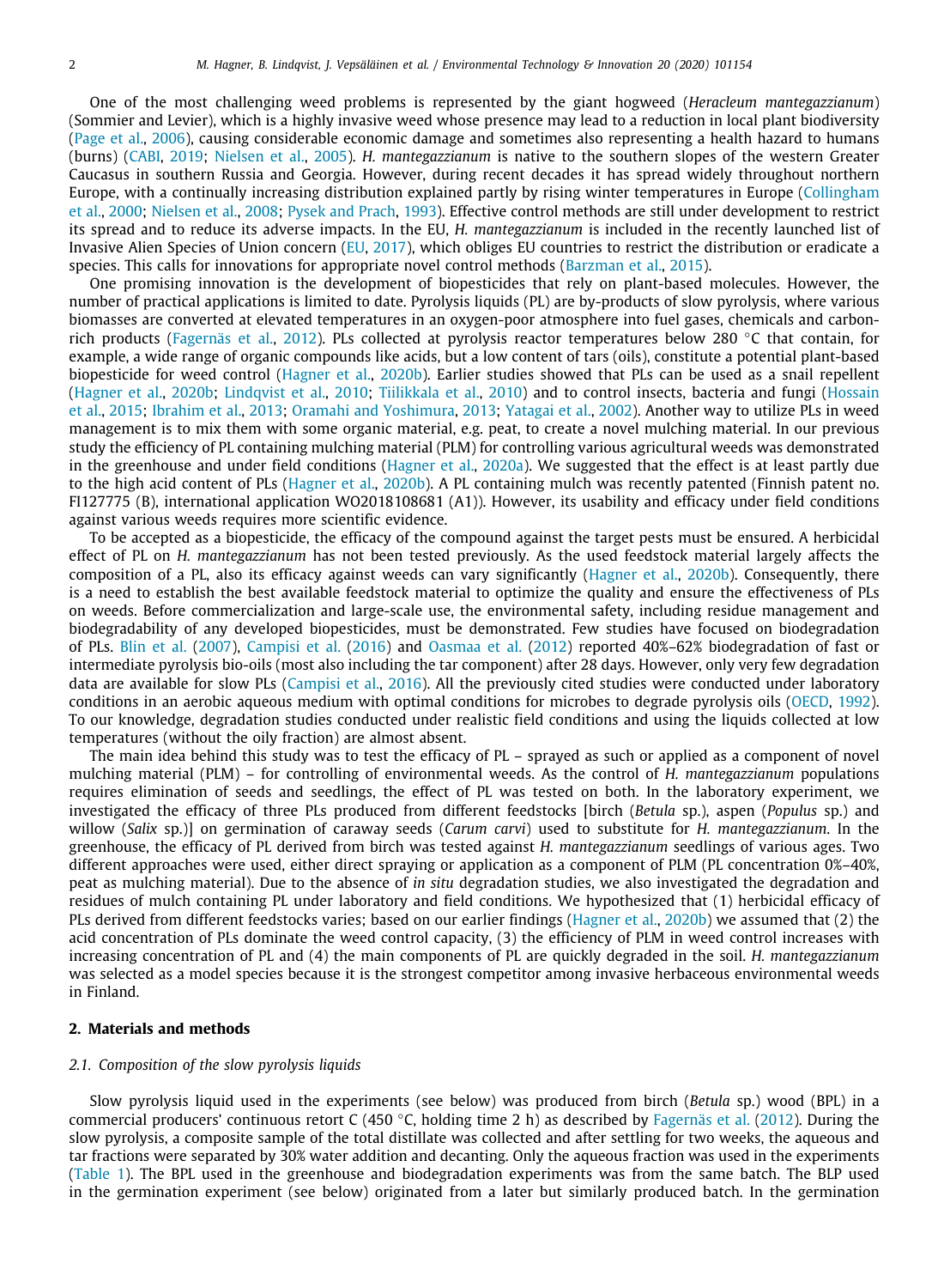One of the most challenging weed problems is represented by the giant hogweed (*Heracleum mantegazzianum*) (Sommier and Levier), which is a highly invasive weed whose presence may lead to a reduction in local plant biodiversity (Page et al., 2006), causing considerable economic damage and sometimes also representing a health hazard to humans (burns) (CABI, 2019; Nielsen et al., 2005). *H. mantegazzianum* is native to the southern slopes of the western Greater Caucasus in southern Russia and Georgia. However, during recent decades it has spread widely throughout northern Europe, with a continually increasing distribution explained partly by rising winter temperatures in Europe (Collingham et al., 2000; Nielsen et al., 2008; Pysek and Prach, 1993). Effective control methods are still under development to restrict its spread and to reduce its adverse impacts. In the EU, *H. mantegazzianum* is included in the recently launched list of Invasive Alien Species of Union concern (EU, 2017), which obliges EU countries to restrict the distribution or eradicate a species. This calls for innovations for appropriate novel control methods (Barzman et al., 2015).

One promising innovation is the development of biopesticides that rely on plant-based molecules. However, the number of practical applications is limited to date. Pyrolysis liquids (PL) are by-products of slow pyrolysis, where various biomasses are converted at elevated temperatures in an oxygen-poor atmosphere into fuel gases, chemicals and carbon-rich products (Fagernäs et al., 2012). PLs collected at pyrolysis reactor temperatures below 280 °C that contain, for example, a wide range of organic compounds like acids, but a low content of tars (oils), constitute a potential plant-based biopesticide for weed control (Hagner et al., 2020b). Earlier studies showed that PLs can be used as a snail repellent (Hagner et al., 2020b; Lindqvist et al., 2010; Tiilikkala et al., 2010) and to control insects, bacteria and fungi (Hossain et al., 2015; Ibrahim et al., 2013; Oramahi and Yoshimura, 2013; Yatagai et al., 2002). Another way to utilize PLs in weed management is to mix them with some organic material, e.g. peat, to create a novel mulching material. In our previous study the efficiency of PL containing mulching material (PLM) for controlling various agricultural weeds was demonstrated in the greenhouse and under field conditions (Hagner et al., 2020a). We suggested that the effect is at least partly due to the high acid content of PLs (Hagner et al., 2020b). A PL containing mulch was recently patented (Finnish patent no. FI127775 (B), international application WO2018108681 (A1)). However, its usability and efficacy under field conditions against various weeds requires more scientific evidence.

To be accepted as a biopesticide, the efficacy of the compound against the target pests must be ensured. A herbicidal effect of PL on *H. mantegazzianum* has not been tested previously. As the used feedstock material largely affects the composition of a PL, also its efficacy against weeds can vary significantly (Hagner et al., 2020b). Consequently, there is a need to establish the best available feedstock material to optimize the quality and ensure the effectiveness of PLs on weeds. Before commercialization and large-scale use, the environmental safety, including residue management and biodegradability of any developed biopesticides, must be demonstrated. Few studies have focused on biodegradation of PLs. Blin et al. (2007), Campisi et al. (2016) and Oasmaa et al. (2012) reported 40%–62% biodegradation of fast or intermediate pyrolysis bio-oils (most also including the tar component) after 28 days. However, only very few degradation data are available for slow PLs (Campisi et al., 2016). All the previously cited studies were conducted under laboratory conditions in an aerobic aqueous medium with optimal conditions for microbes to degrade pyrolysis oils (OECD, 1992). To our knowledge, degradation studies conducted under realistic field conditions and using the liquids collected at low temperatures (without the oily fraction) are almost absent.

The main idea behind this study was to test the efficacy of PL – sprayed as such or applied as a component of novel mulching material (PLM) – for controlling of environmental weeds. As the control of *H. mantegazzianum* populations requires elimination of seeds and seedlings, the effect of PL was tested on both. In the laboratory experiment, we investigated the efficacy of three PLs produced from different feedstocks [birch (*Betula* sp.), aspen (*Populus* sp.) and willow (*Salix* sp.)] on germination of caraway seeds (*Carum carvi*) used to substitute for *H. mantegazzianum*. In the greenhouse, the efficacy of PL derived from birch was tested against *H. mantegazzianum* seedlings of various ages. Two different approaches were used, either direct spraying or application as a component of PLM (PL concentration 0%–40%, peat as mulching material). Due to the absence of *in situ* degradation studies, we also investigated the degradation and residues of mulch containing PL under laboratory and field conditions. We hypothesized that (1) herbicidal efficacy of PLs derived from different feedstocks varies; based on our earlier findings (Hagner et al., 2020b) we assumed that (2) the acid concentration of PLs dominate the weed control capacity, (3) the efficiency of PLM in weed control increases with increasing concentration of PL and (4) the main components of PL are quickly degraded in the soil. *H. mantegazzianum* was selected as a model species because it is the strongest competitor among invasive herbaceous environmental weeds in Finland.

## 2. Materials and methods

### 2.1. Composition of the slow pyrolysis liquids

Slow pyrolysis liquid used in the experiments (see below) was produced from birch (*Betula* sp.) wood (BPL) in a commercial producers' continuous retort C (450 °C, holding time 2 h) as described by Fagernäs et al. (2012). During the slow pyrolysis, a composite sample of the total distillate was collected and after settling for two weeks, the aqueous and tar fractions were separated by 30% water addition and decanting. Only the aqueous fraction was used in the experiments (Table 1). The BPL used in the greenhouse and biodegradation experiments was from the same batch. The BLP used in the germination experiment (see below) originated from a later but similarly produced batch. In the germination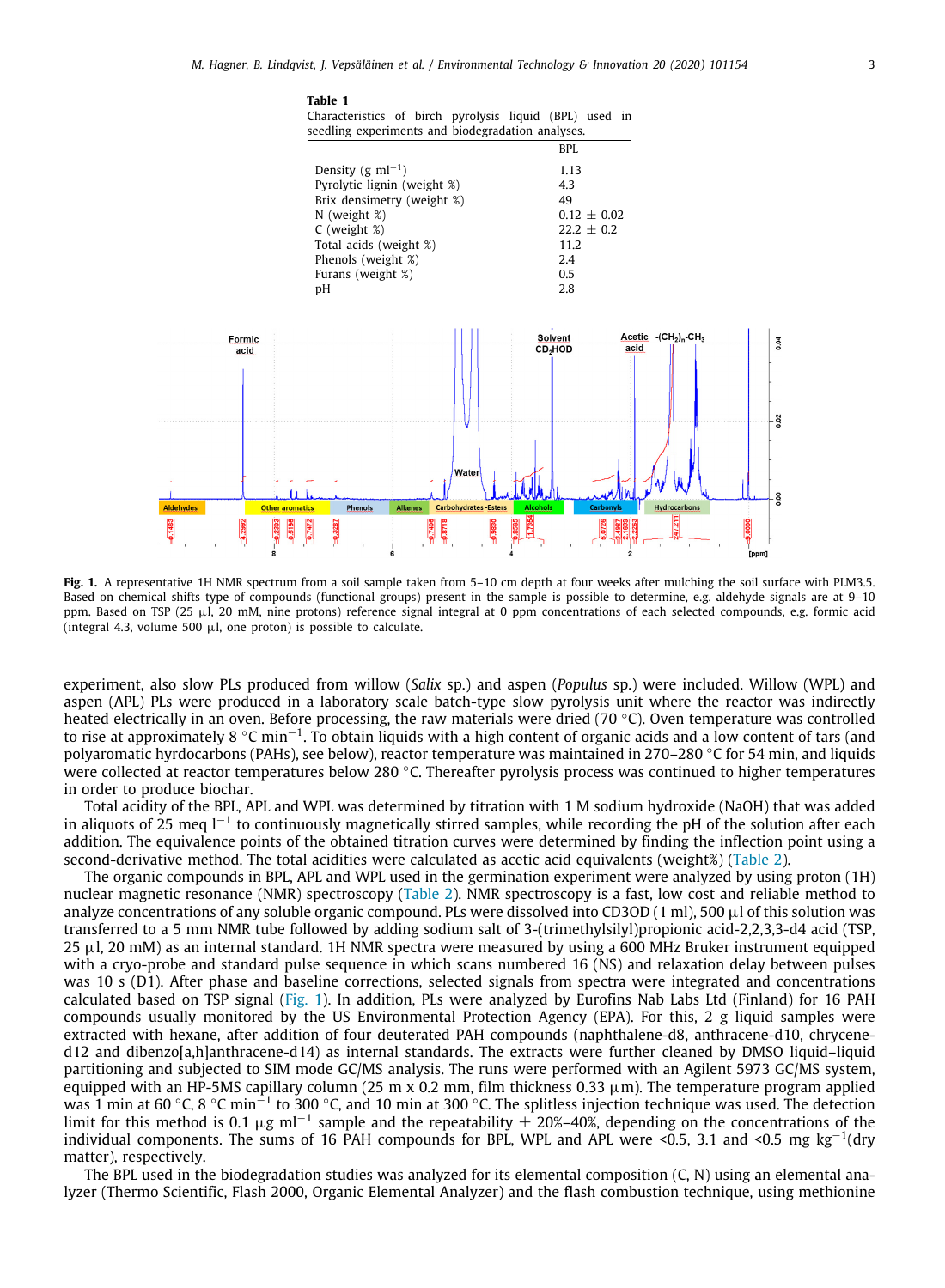**Table 1**
Characteristics of birch pyrolysis liquid (BPL) used in seedling experiments and biodegradation analyses.

| | BPL |
|---|---|
| Density (g ml$^{-1}$) | 1.13 |
| Pyrolytic lignin (weight %) | 4.3 |
| Brix densimetry (weight %) | 49 |
| N (weight %) | 0.12 ± 0.02 |
| C (weight %) | 22.2 ± 0.2 |
| Total acids (weight %) | 11.2 |
| Phenols (weight %) | 2.4 |
| Furans (weight %) | 0.5 |
| pH | 2.8 |

**Fig. 1.** A representative 1H NMR spectrum from a soil sample taken from 5–10 cm depth at four weeks after mulching the soil surface with PLM3.5. Based on chemical shifts type of compounds (functional groups) present in the sample is possible to determine, e.g. aldehyde signals are at 9–10 ppm. Based on TSP (25 µl, 20 mM, nine protons) reference signal integral at 0 ppm concentrations of each selected compounds, e.g. formic acid (integral 4.3, volume 500 µl, one proton) is possible to calculate.

experiment, also slow PLs produced from willow (*Salix* sp.) and aspen (*Populus* sp.) were included. Willow (WPL) and aspen (APL) PLs were produced in a laboratory scale batch-type slow pyrolysis unit where the reactor was indirectly heated electrically in an oven. Before processing, the raw materials were dried (70 °C). Oven temperature was controlled to rise at approximately 8 °C min$^{-1}$. To obtain liquids with a high content of organic acids and a low content of tars (and polyaromatic hyrdocarbons (PAHs), see below), reactor temperature was maintained in 270–280 °C for 54 min, and liquids were collected at reactor temperatures below 280 °C. Thereafter pyrolysis process was continued to higher temperatures in order to produce biochar.

Total acidity of the BPL, APL and WPL was determined by titration with 1 M sodium hydroxide (NaOH) that was added in aliquots of 25 meq l$^{-1}$ to continuously magnetically stirred samples, while recording the pH of the solution after each addition. The equivalence points of the obtained titration curves were determined by finding the inflection point using a second-derivative method. The total acidities were calculated as acetic acid equivalents (weight%) (Table 2).

The organic compounds in BPL, APL and WPL used in the germination experiment were analyzed by using proton (1H) nuclear magnetic resonance (NMR) spectroscopy (Table 2). NMR spectroscopy is a fast, low cost and reliable method to analyze concentrations of any soluble organic compound. PLs were dissolved into $CD_3OD$ (1 ml), 500 µl of this solution was transferred to a 5 mm NMR tube followed by adding sodium salt of 3-(trimethylsilyl)propionic acid-2,2,3,3-d4 acid (TSP, 25 µl, 20 mM) as an internal standard. 1H NMR spectra were measured by using a 600 MHz Bruker instrument equipped with a cryo-probe and standard pulse sequence in which scans numbered 16 (NS) and relaxation delay between pulses was 10 s (D1). After phase and baseline corrections, selected signals from spectra were integrated and concentrations calculated based on TSP signal (Fig. 1). In addition, PLs were analyzed by Eurofins Nab Labs Ltd (Finland) for 16 PAH compounds usually monitored by the US Environmental Protection Agency (EPA). For this, 2 g liquid samples were extracted with hexane, after addition of four deuterated PAH compounds (naphthalene-d8, anthracene-d10, chrycene-d12 and dibenzo[a,h]anthracene-d14) as internal standards. The extracts were further cleaned by DMSO liquid–liquid partitioning and subjected to SIM mode GC/MS analysis. The runs were performed with an Agilent 5973 GC/MS system, equipped with an HP-5MS capillary column (25 m x 0.2 mm, film thickness 0.33 µm). The temperature program applied was 1 min at 60 °C, 8 °C min$^{-1}$ to 300 °C, and 10 min at 300 °C. The splitless injection technique was used. The detection limit for this method is 0.1 µg ml$^{-1}$ sample and the repeatability ± 20%–40%, depending on the concentrations of the individual components. The sums of 16 PAH compounds for BPL, WPL and APL were <0.5, 3.1 and <0.5 mg kg$^{-1}$(dry matter), respectively.

The BPL used in the biodegradation studies was analyzed for its elemental composition (C, N) using an elemental analyzer (Thermo Scientific, Flash 2000, Organic Elemental Analyzer) and the flash combustion technique, using methionine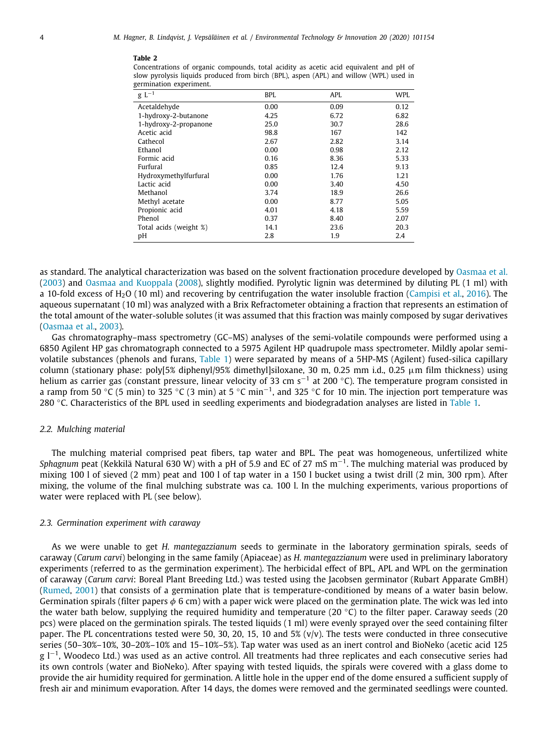**Table 2**
Concentrations of organic compounds, total acidity as acetic acid equivalent and pH of slow pyrolysis liquids produced from birch (BPL), aspen (APL) and willow (WPL) used in germination experiment.

| g $L^{-1}$ | BPL | APL | WPL |
|---|---|---|---|
| Acetaldehyde | 0.00 | 0.09 | 0.12 |
| 1-hydroxy-2-butanone | 4.25 | 6.72 | 6.82 |
| 1-hydroxy-2-propanone | 25.0 | 30.7 | 28.6 |
| Acetic acid | 98.8 | 167 | 142 |
| Cathecol | 2.67 | 2.82 | 3.14 |
| Ethanol | 0.00 | 0.98 | 2.12 |
| Formic acid | 0.16 | 8.36 | 5.33 |
| Furfural | 0.85 | 12.4 | 9.13 |
| Hydroxymethylfurfural | 0.00 | 1.76 | 1.21 |
| Lactic acid | 0.00 | 3.40 | 4.50 |
| Methanol | 3.74 | 18.9 | 26.6 |
| Methyl acetate | 0.00 | 8.77 | 5.05 |
| Propionic acid | 4.01 | 4.18 | 5.59 |
| Phenol | 0.37 | 8.40 | 2.07 |
| Total acids (weight %) | 14.1 | 23.6 | 20.3 |
| pH | 2.8 | 1.9 | 2.4 |

as standard. The analytical characterization was based on the solvent fractionation procedure developed by Oasmaa et al. (2003) and Oasmaa and Kuoppala (2008), slightly modified. Pyrolytic lignin was determined by diluting PL (1 ml) with a 10-fold excess of $H_2O$ (10 ml) and recovering by centrifugation the water insoluble fraction (Campisi et al., 2016). The aqueous supernatant (10 ml) was analyzed with a Brix Refractometer obtaining a fraction that represents an estimation of the total amount of the water-soluble solutes (it was assumed that this fraction was mainly composed by sugar derivatives (Oasmaa et al., 2003).

Gas chromatography–mass spectrometry (GC–MS) analyses of the semi-volatile compounds were performed using a 6850 Agilent HP gas chromatograph connected to a 5975 Agilent HP quadrupole mass spectrometer. Mildly apolar semi-volatile substances (phenols and furans, Table 1) were separated by means of a 5HP-MS (Agilent) fused-silica capillary column (stationary phase: poly[5% diphenyl/95% dimethyl]siloxane, 30 m, 0.25 mm i.d., 0.25 μm film thickness) using helium as carrier gas (constant pressure, linear velocity of 33 cm $s^{-1}$ at 200 °C). The temperature program consisted in a ramp from 50 °C (5 min) to 325 °C (3 min) at 5 °C $min^{-1}$, and 325 °C for 10 min. The injection port temperature was 280 °C. Characteristics of the BPL used in seedling experiments and biodegradation analyses are listed in Table 1.

### 2.2. Mulching material

The mulching material comprised peat fibers, tap water and BPL. The peat was homogeneous, unfertilized white *Sphagnum* peat (Kekkilä Natural 630 W) with a pH of 5.9 and EC of 27 mS $m^{-1}$. The mulching material was produced by mixing 100 l of sieved (2 mm) peat and 100 l of tap water in a 150 l bucket using a twist drill (2 min, 300 rpm). After mixing, the volume of the final mulching substrate was ca. 100 l. In the mulching experiments, various proportions of water were replaced with PL (see below).

### 2.3. Germination experiment with caraway

As we were unable to get *H. mantegazzianum* seeds to germinate in the laboratory germination spirals, seeds of caraway (*Carum carvi*) belonging in the same family (Apiaceae) as *H. mantegazzianum* were used in preliminary laboratory experiments (referred to as the germination experiment). The herbicidal effect of BPL, APL and WPL on the germination of caraway (*Carum carvi*: Boreal Plant Breeding Ltd.) was tested using the Jacobsen germinator (Rubart Apparate GmbH) (Rumed, 2001) that consists of a germination plate that is temperature-conditioned by means of a water basin below. Germination spirals (filter papers $\phi$ 6 cm) with a paper wick were placed on the germination plate. The wick was led into the water bath below, supplying the required humidity and temperature (20 °C) to the filter paper. Caraway seeds (20 pcs) were placed on the germination spirals. The tested liquids (1 ml) were evenly sprayed over the seed containing filter paper. The PL concentrations tested were 50, 30, 20, 15, 10 and 5% (v/v). The tests were conducted in three consecutive series (50–30%–10%, 30–20%–10% and 15–10%–5%). Tap water was used as an inert control and BioNeko (acetic acid 125 g $l^{-1}$, Woodeco Ltd.) was used as an active control. All treatments had three replicates and each consecutive series had its own controls (water and BioNeko). After spaying with tested liquids, the spirals were covered with a glass dome to provide the air humidity required for germination. A little hole in the upper end of the dome ensured a sufficient supply of fresh air and minimum evaporation. After 14 days, the domes were removed and the germinated seedlings were counted.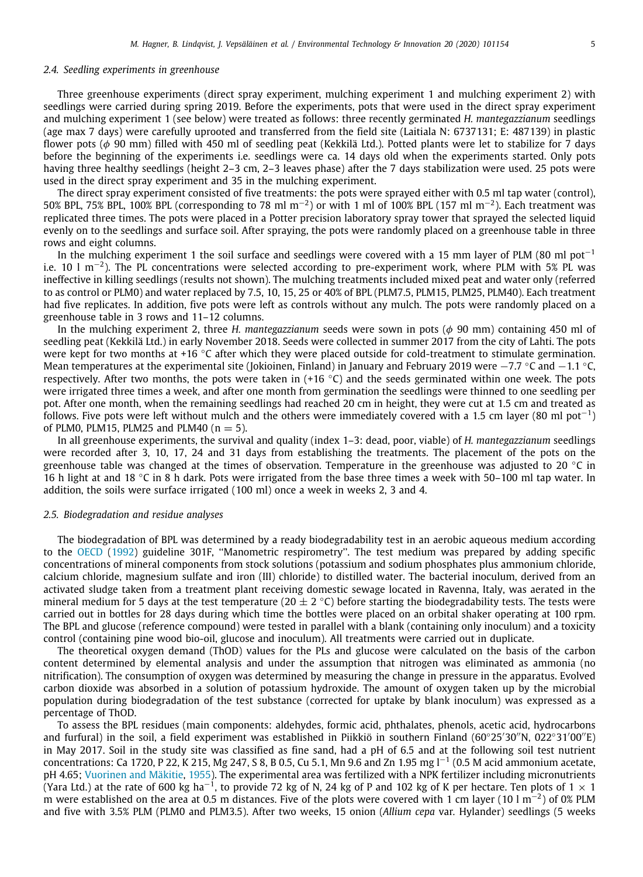### 2.4. Seedling experiments in greenhouse

Three greenhouse experiments (direct spray experiment, mulching experiment 1 and mulching experiment 2) with seedlings were carried during spring 2019. Before the experiments, pots that were used in the direct spray experiment and mulching experiment 1 (see below) were treated as follows: three recently germinated *H. mantegazzianum* seedlings (age max 7 days) were carefully uprooted and transferred from the field site (Laitiala N: 6737131; E: 487139) in plastic flower pots ($\phi$ 90 mm) filled with 450 ml of seedling peat (Kekkilä Ltd.). Potted plants were let to stabilize for 7 days before the beginning of the experiments i.e. seedlings were ca. 14 days old when the experiments started. Only pots having three healthy seedlings (height 2–3 cm, 2–3 leaves phase) after the 7 days stabilization were used. 25 pots were used in the direct spray experiment and 35 in the mulching experiment.

The direct spray experiment consisted of five treatments: the pots were sprayed either with 0.5 ml tap water (control), 50% BPL, 75% BPL, 100% BPL (corresponding to 78 ml $m^{-2}$) or with 1 ml of 100% BPL (157 ml $m^{-2}$). Each treatment was replicated three times. The pots were placed in a Potter precision laboratory spray tower that sprayed the selected liquid evenly on to the seedlings and surface soil. After spraying, the pots were randomly placed on a greenhouse table in three rows and eight columns.

In the mulching experiment 1 the soil surface and seedlings were covered with a 15 mm layer of PLM (80 ml $pot^{-1}$ i.e. 10 l $m^{-2}$). The PL concentrations were selected according to pre-experiment work, where PLM with 5% PL was ineffective in killing seedlings (results not shown). The mulching treatments included mixed peat and water only (referred to as control or PLM0) and water replaced by 7.5, 10, 15, 25 or 40% of BPL (PLM7.5, PLM15, PLM25, PLM40). Each treatment had five replicates. In addition, five pots were left as controls without any mulch. The pots were randomly placed on a greenhouse table in 3 rows and 11–12 columns.

In the mulching experiment 2, three *H. mantegazzianum* seeds were sown in pots ($\phi$ 90 mm) containing 450 ml of seedling peat (Kekkilä Ltd.) in early November 2018. Seeds were collected in summer 2017 from the city of Lahti. The pots were kept for two months at +16 °C after which they were placed outside for cold-treatment to stimulate germination. Mean temperatures at the experimental site (Jokioinen, Finland) in January and February 2019 were −7.7 °C and −1.1 °C, respectively. After two months, the pots were taken in (+16 °C) and the seeds germinated within one week. The pots were irrigated three times a week, and after one month from germination the seedlings were thinned to one seedling per pot. After one month, when the remaining seedlings had reached 20 cm in height, they were cut at 1.5 cm and treated as follows. Five pots were left without mulch and the others were immediately covered with a 1.5 cm layer (80 ml $pot^{-1}$) of PLM0, PLM15, PLM25 and PLM40 ($n = 5$).

In all greenhouse experiments, the survival and quality (index 1–3: dead, poor, viable) of *H. mantegazzianum* seedlings were recorded after 3, 10, 17, 24 and 31 days from establishing the treatments. The placement of the pots on the greenhouse table was changed at the times of observation. Temperature in the greenhouse was adjusted to 20 °C in 16 h light at and 18 °C in 8 h dark. Pots were irrigated from the base three times a week with 50–100 ml tap water. In addition, the soils were surface irrigated (100 ml) once a week in weeks 2, 3 and 4.

### 2.5. Biodegradation and residue analyses

The biodegradation of BPL was determined by a ready biodegradability test in an aerobic aqueous medium according to the OECD (1992) guideline 301F, "Manometric respirometry". The test medium was prepared by adding specific concentrations of mineral components from stock solutions (potassium and sodium phosphates plus ammonium chloride, calcium chloride, magnesium sulfate and iron (III) chloride) to distilled water. The bacterial inoculum, derived from an activated sludge taken from a treatment plant receiving domestic sewage located in Ravenna, Italy, was aerated in the mineral medium for 5 days at the test temperature (20 ± 2 °C) before starting the biodegradability tests. The tests were carried out in bottles for 28 days during which time the bottles were placed on an orbital shaker operating at 100 rpm. The BPL and glucose (reference compound) were tested in parallel with a blank (containing only inoculum) and a toxicity control (containing pine wood bio-oil, glucose and inoculum). All treatments were carried out in duplicate.

The theoretical oxygen demand (ThOD) values for the PLs and glucose were calculated on the basis of the carbon content determined by elemental analysis and under the assumption that nitrogen was eliminated as ammonia (no nitrification). The consumption of oxygen was determined by measuring the change in pressure in the apparatus. Evolved carbon dioxide was absorbed in a solution of potassium hydroxide. The amount of oxygen taken up by the microbial population during biodegradation of the test substance (corrected for uptake by blank inoculum) was expressed as a percentage of ThOD.

To assess the BPL residues (main components: aldehydes, formic acid, phthalates, phenols, acetic acid, hydrocarbons and furfural) in the soil, a field experiment was established in Piikkiö in southern Finland (60°25′30″N, 022°31′00″E) in May 2017. Soil in the study site was classified as fine sand, had a pH of 6.5 and at the following soil test nutrient concentrations: Ca 1720, P 22, K 215, Mg 247, S 8, B 0.5, Cu 5.1, Mn 9.6 and Zn 1.95 mg $l^{-1}$ (0.5 M acid ammonium acetate, pH 4.65; Vuorinen and Mäkitie, 1955). The experimental area was fertilized with a NPK fertilizer including micronutrients (Yara Ltd.) at the rate of 600 kg $ha^{-1}$, to provide 72 kg of N, 24 kg of P and 102 kg of K per hectare. Ten plots of 1 × 1 m were established on the area at 0.5 m distances. Five of the plots were covered with 1 cm layer (10 l $m^{-2}$) of 0% PLM and five with 3.5% PLM (PLM0 and PLM3.5). After two weeks, 15 onion (*Allium cepa* var. Hylander) seedlings (5 weeks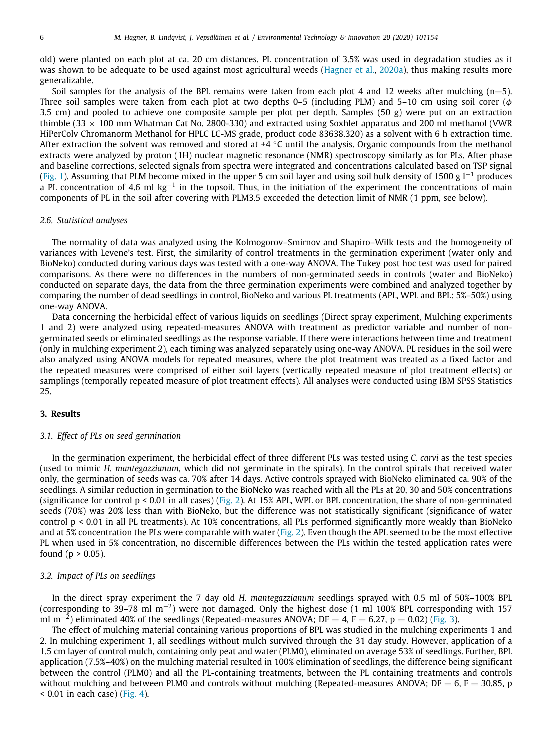old) were planted on each plot at ca. 20 cm distances. PL concentration of 3.5% was used in degradation studies as it was shown to be adequate to be used against most agricultural weeds (Hagner et al., 2020a), thus making results more generalizable.

Soil samples for the analysis of the BPL remains were taken from each plot 4 and 12 weeks after mulching (n=5). Three soil samples were taken from each plot at two depths 0–5 (including PLM) and 5–10 cm using soil corer ($\phi$ 3.5 cm) and pooled to achieve one composite sample per plot per depth. Samples (50 g) were put on an extraction thimble (33 × 100 mm Whatman Cat No. 2800-330) and extracted using Soxhlet apparatus and 200 ml methanol (VWR HiPerColv Chromanorm Methanol for HPLC LC-MS grade, product code 83638.320) as a solvent with 6 h extraction time. After extraction the solvent was removed and stored at +4 °C until the analysis. Organic compounds from the methanol extracts were analyzed by proton (1H) nuclear magnetic resonance (NMR) spectroscopy similarly as for PLs. After phase and baseline corrections, selected signals from spectra were integrated and concentrations calculated based on TSP signal (Fig. 1). Assuming that PLM become mixed in the upper 5 cm soil layer and using soil bulk density of 1500 g $l^{-1}$ produces a PL concentration of 4.6 ml $kg^{-1}$ in the topsoil. Thus, in the initiation of the experiment the concentrations of main components of PL in the soil after covering with PLM3.5 exceeded the detection limit of NMR (1 ppm, see below).

### 2.6. Statistical analyses

The normality of data was analyzed using the Kolmogorov–Smirnov and Shapiro–Wilk tests and the homogeneity of variances with Levene's test. First, the similarity of control treatments in the germination experiment (water only and BioNeko) conducted during various days was tested with a one-way ANOVA. The Tukey post hoc test was used for paired comparisons. As there were no differences in the numbers of non-germinated seeds in controls (water and BioNeko) conducted on separate days, the data from the three germination experiments were combined and analyzed together by comparing the number of dead seedlings in control, BioNeko and various PL treatments (APL, WPL and BPL: 5%–50%) using one-way ANOVA.

Data concerning the herbicidal effect of various liquids on seedlings (Direct spray experiment, Mulching experiments 1 and 2) were analyzed using repeated-measures ANOVA with treatment as predictor variable and number of non-germinated seeds or eliminated seedlings as the response variable. If there were interactions between time and treatment (only in mulching experiment 2), each timing was analyzed separately using one-way ANOVA. PL residues in the soil were also analyzed using ANOVA models for repeated measures, where the plot treatment was treated as a fixed factor and the repeated measures were comprised of either soil layers (vertically repeated measure of plot treatment effects) or samplings (temporally repeated measure of plot treatment effects). All analyses were conducted using IBM SPSS Statistics 25.

## 3. Results

### 3.1. Effect of PLs on seed germination

In the germination experiment, the herbicidal effect of three different PLs was tested using *C. carvi* as the test species (used to mimic *H. mantegazzianum*, which did not germinate in the spirals). In the control spirals that received water only, the germination of seeds was ca. 70% after 14 days. Active controls sprayed with BioNeko eliminated ca. 90% of the seedlings. A similar reduction in germination to the BioNeko was reached with all the PLs at 20, 30 and 50% concentrations (significance for control $p < 0.01$ in all cases) (Fig. 2). At 15% APL, WPL or BPL concentration, the share of non-germinated seeds (70%) was 20% less than with BioNeko, but the difference was not statistically significant (significance of water control $p < 0.01$ in all PL treatments). At 10% concentrations, all PLs performed significantly more weakly than BioNeko and at 5% concentration the PLs were comparable with water (Fig. 2). Even though the APL seemed to be the most effective PL when used in 5% concentration, no discernible differences between the PLs within the tested application rates were found ($p > 0.05$).

### 3.2. Impact of PLs on seedlings

In the direct spray experiment the 7 day old *H. mantegazzianum* seedlings sprayed with 0.5 ml of 50%–100% BPL (corresponding to 39–78 ml $m^{-2}$) were not damaged. Only the highest dose (1 ml 100% BPL corresponding with 157 ml $m^{-2}$) eliminated 40% of the seedlings (Repeated-measures ANOVA; DF = 4, $F = 6.27$, $p = 0.02$) (Fig. 3).

The effect of mulching material containing various proportions of BPL was studied in the mulching experiments 1 and 2. In mulching experiment 1, all seedlings without mulch survived through the 31 day study. However, application of a 1.5 cm layer of control mulch, containing only peat and water (PLM0), eliminated on average 53% of seedlings. Further, BPL application (7.5%–40%) on the mulching material resulted in 100% elimination of seedlings, the difference being significant between the control (PLM0) and all the PL-containing treatments, between the PL containing treatments and controls without mulching and between PLM0 and controls without mulching (Repeated-measures ANOVA; DF = 6, $F = 30.85$, $p < 0.01$ in each case) (Fig. 4).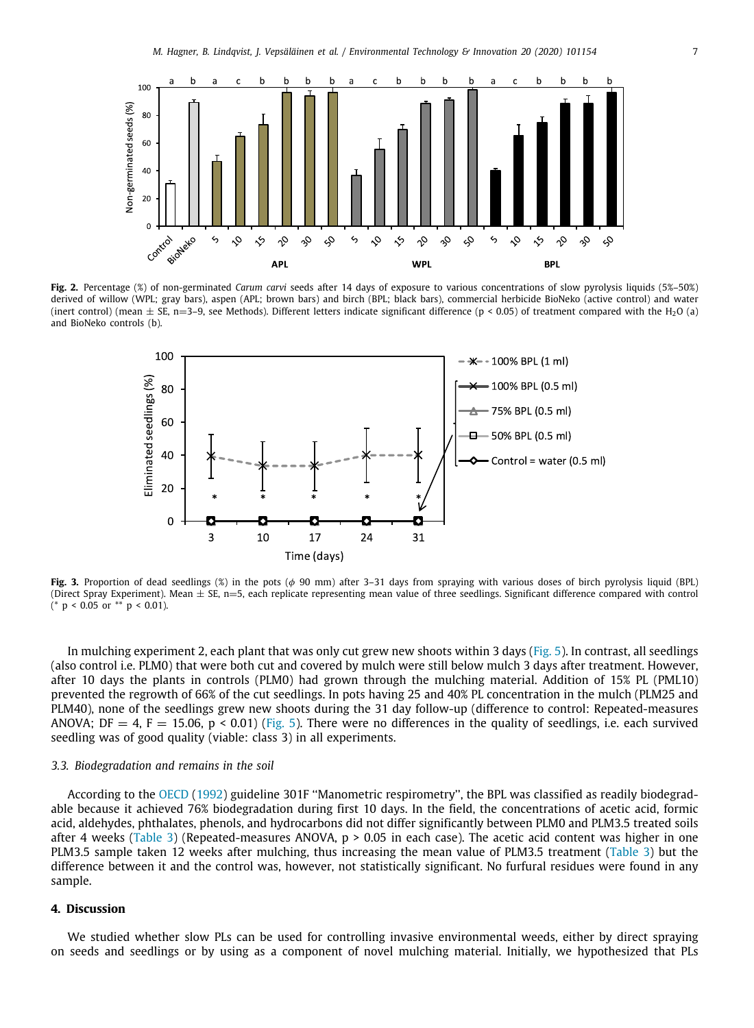**Fig. 2.** Percentage (%) of non-germinated *Carum carvi* seeds after 14 days of exposure to various concentrations of slow pyrolysis liquids (5%–50%) derived of willow (WPL; gray bars), aspen (APL; brown bars) and birch (BPL; black bars), commercial herbicide BioNeko (active control) and water (inert control) (mean ± SE, n=3–9, see Methods). Different letters indicate significant difference ($p < 0.05$) of treatment compared with the $H_2O$ (a) and BioNeko controls (b).

**Fig. 3.** Proportion of dead seedlings (%) in the pots ($\phi$ 90 mm) after 3–31 days from spraying with various doses of birch pyrolysis liquid (BPL) (Direct Spray Experiment). Mean ± SE, n=5, each replicate representing mean value of three seedlings. Significant difference compared with control (* $p < 0.05$ or ** $p < 0.01$).

In mulching experiment 2, each plant that was only cut grew new shoots within 3 days (Fig. 5). In contrast, all seedlings (also control i.e. PLM0) that were both cut and covered by mulch were still below mulch 3 days after treatment. However, after 10 days the plants in controls (PLM0) had grown through the mulching material. Addition of 15% PL (PML10) prevented the regrowth of 66% of the cut seedlings. In pots having 25 and 40% PL concentration in the mulch (PLM25 and PLM40), none of the seedlings grew new shoots during the 31 day follow-up (difference to control: Repeated-measures ANOVA; DF = 4, F = 15.06, $p < 0.01$) (Fig. 5). There were no differences in the quality of seedlings, i.e. each survived seedling was of good quality (viable: class 3) in all experiments.

### 3.3. Biodegradation and remains in the soil

According to the OECD (1992) guideline 301F "Manometric respirometry", the BPL was classified as readily biodegradable because it achieved 76% biodegradation during first 10 days. In the field, the concentrations of acetic acid, formic acid, aldehydes, phthalates, phenols, and hydrocarbons did not differ significantly between PLM0 and PLM3.5 treated soils after 4 weeks (Table 3) (Repeated-measures ANOVA, $p > 0.05$ in each case). The acetic acid content was higher in one PLM3.5 sample taken 12 weeks after mulching, thus increasing the mean value of PLM3.5 treatment (Table 3) but the difference between it and the control was, however, not statistically significant. No furfural residues were found in any sample.

## 4. Discussion

We studied whether slow PLs can be used for controlling invasive environmental weeds, either by direct spraying on seeds and seedlings or by using as a component of novel mulching material. Initially, we hypothesized that PLs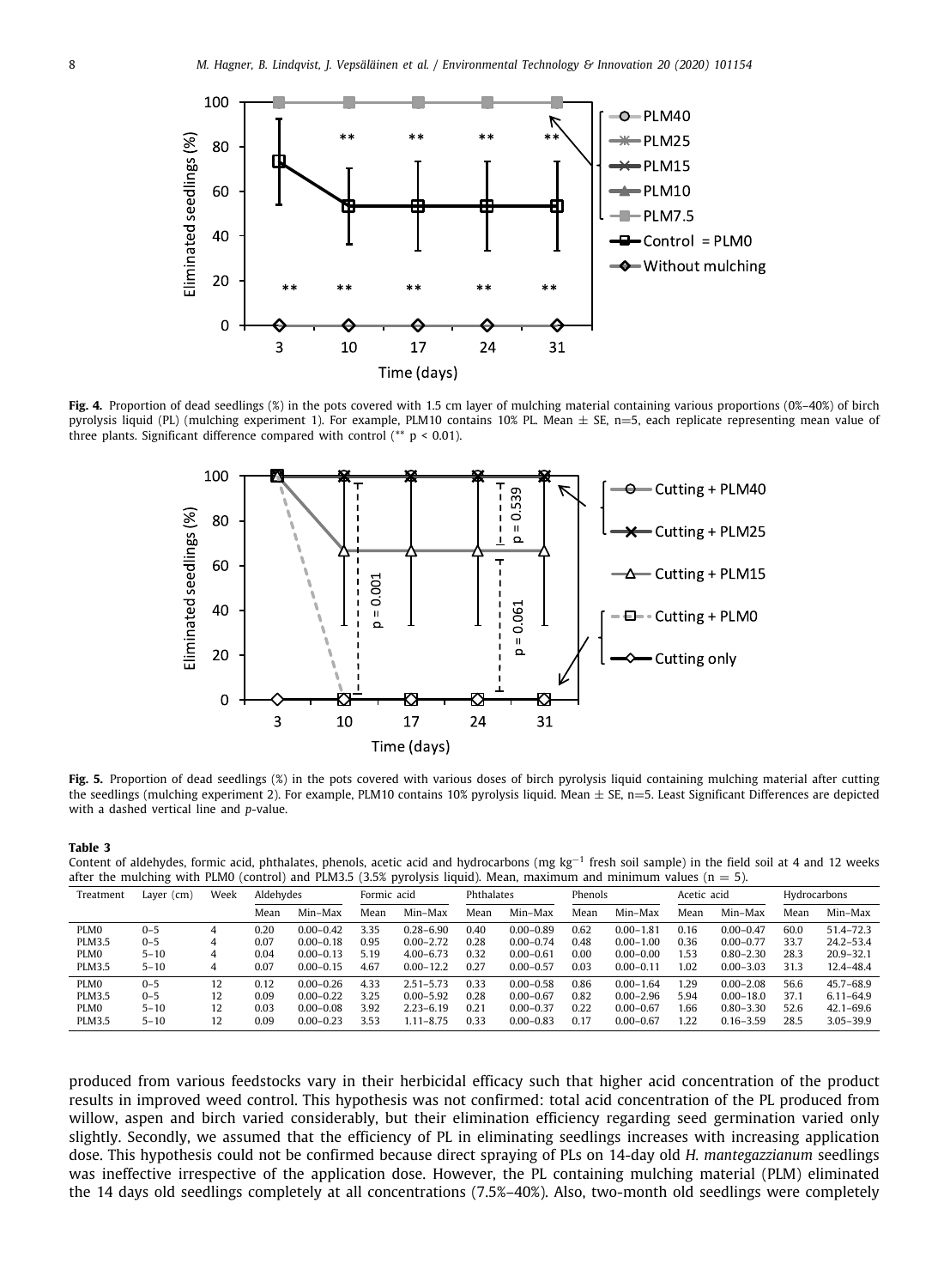**Fig. 4.** Proportion of dead seedlings (%) in the pots covered with 1.5 cm layer of mulching material containing various proportions (0%–40%) of birch pyrolysis liquid (PL) (mulching experiment 1). For example, PLM10 contains 10% PL. Mean ± SE, n=5, each replicate representing mean value of three plants. Significant difference compared with control (** p < 0.01).

**Fig. 5.** Proportion of dead seedlings (%) in the pots covered with various doses of birch pyrolysis liquid containing mulching material after cutting the seedlings (mulching experiment 2). For example, PLM10 contains 10% pyrolysis liquid. Mean ± SE, n=5. Least Significant Differences are depicted with a dashed vertical line and *p*-value.

**Table 3**
Content of aldehydes, formic acid, phthalates, phenols, acetic acid and hydrocarbons (mg kg$^{-1}$ fresh soil sample) in the field soil at 4 and 12 weeks after the mulching with PLM0 (control) and PLM3.5 (3.5% pyrolysis liquid). Mean, maximum and minimum values (n = 5).

| Treatment | Layer (cm) | Week | Aldehydes | | Formic acid | | Phthalates | | Phenols | | Acetic acid | | Hydrocarbons | |
|---|---|---|---|---|---|---|---|---|---|---|---|---|---|---|
| | | | Mean | Min–Max | Mean | Min–Max | Mean | Min–Max | Mean | Min–Max | Mean | Min–Max | Mean | Min–Max |
| PLM0 | 0–5 | 4 | 0.20 | 0.00–0.42 | 3.35 | 0.28–6.90 | 0.40 | 0.00–0.89 | 0.62 | 0.00–1.81 | 0.16 | 0.00–0.47 | 60.0 | 51.4–72.3 |
| PLM3.5 | 0–5 | 4 | 0.07 | 0.00–0.18 | 0.95 | 0.00–2.72 | 0.28 | 0.00–0.74 | 0.48 | 0.00–1.00 | 0.36 | 0.00–0.77 | 33.7 | 24.2–53.4 |
| PLM0 | 5–10 | 4 | 0.04 | 0.00–0.13 | 5.19 | 4.00–6.73 | 0.32 | 0.00–0.61 | 0.00 | 0.00–0.00 | 1.53 | 0.80–2.30 | 28.3 | 20.9–32.1 |
| PLM3.5 | 5–10 | 4 | 0.07 | 0.00–0.15 | 4.67 | 0.00–12.2 | 0.27 | 0.00–0.57 | 0.03 | 0.00–0.11 | 1.02 | 0.00–3.03 | 31.3 | 12.4–48.4 |
| PLM0 | 0–5 | 12 | 0.12 | 0.00–0.26 | 4.33 | 2.51–5.73 | 0.33 | 0.00–0.58 | 0.86 | 0.00–1.64 | 1.29 | 0.00–2.08 | 56.6 | 45.7–68.9 |
| PLM3.5 | 0–5 | 12 | 0.09 | 0.00–0.22 | 3.25 | 0.00–5.92 | 0.28 | 0.00–0.67 | 0.82 | 0.00–2.96 | 5.94 | 0.00–18.0 | 37.1 | 6.11–64.9 |
| PLM0 | 5–10 | 12 | 0.03 | 0.00–0.08 | 3.92 | 2.23–6.19 | 0.21 | 0.00–0.37 | 0.22 | 0.00–0.67 | 1.66 | 0.80–3.30 | 52.6 | 42.1–69.6 |
| PLM3.5 | 5–10 | 12 | 0.09 | 0.00–0.23 | 3.53 | 1.11–8.75 | 0.33 | 0.00–0.83 | 0.17 | 0.00–0.67 | 1.22 | 0.16–3.59 | 28.5 | 3.05–39.9 |

produced from various feedstocks vary in their herbicidal efficacy such that higher acid concentration of the product results in improved weed control. This hypothesis was not confirmed: total acid concentration of the PL produced from willow, aspen and birch varied considerably, but their elimination efficiency regarding seed germination varied only slightly. Secondly, we assumed that the efficiency of PL in eliminating seedlings increases with increasing application dose. This hypothesis could not be confirmed because direct spraying of PLs on 14-day old *H. mantegazzianum* seedlings was ineffective irrespective of the application dose. However, the PL containing mulching material (PLM) eliminated the 14 days old seedlings completely at all concentrations (7.5%–40%). Also, two-month old seedlings were completely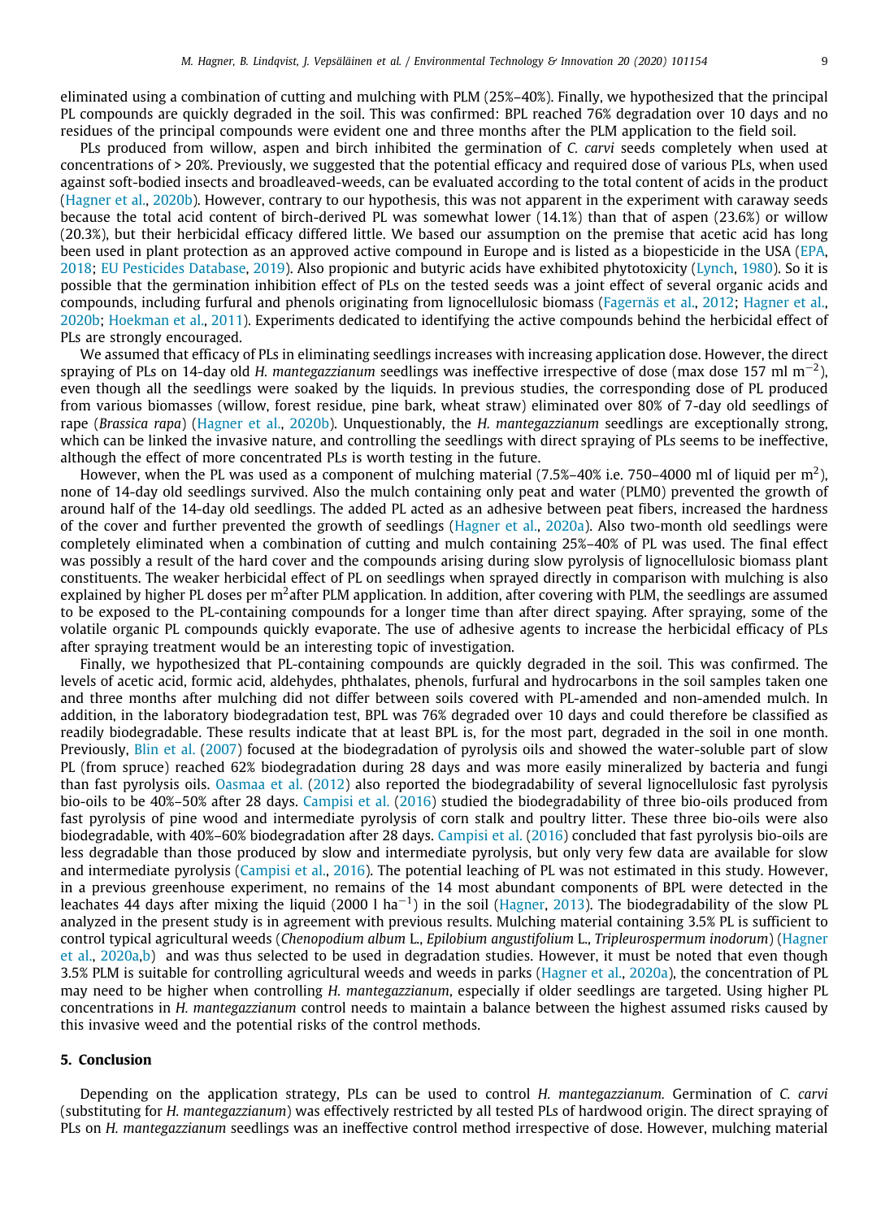eliminated using a combination of cutting and mulching with PLM (25%–40%). Finally, we hypothesized that the principal PL compounds are quickly degraded in the soil. This was confirmed: BPL reached 76% degradation over 10 days and no residues of the principal compounds were evident one and three months after the PLM application to the field soil.

PLs produced from willow, aspen and birch inhibited the germination of *C. carvi* seeds completely when used at concentrations of > 20%. Previously, we suggested that the potential efficacy and required dose of various PLs, when used against soft-bodied insects and broadleaved-weeds, can be evaluated according to the total content of acids in the product (Hagner et al., 2020b). However, contrary to our hypothesis, this was not apparent in the experiment with caraway seeds because the total acid content of birch-derived PL was somewhat lower (14.1%) than that of aspen (23.6%) or willow (20.3%), but their herbicidal efficacy differed little. We based our assumption on the premise that acetic acid has long been used in plant protection as an approved active compound in Europe and is listed as a biopesticide in the USA (EPA, 2018; EU Pesticides Database, 2019). Also propionic and butyric acids have exhibited phytotoxicity (Lynch, 1980). So it is possible that the germination inhibition effect of PLs on the tested seeds was a joint effect of several organic acids and compounds, including furfural and phenols originating from lignocellulosic biomass (Fagernäs et al., 2012; Hagner et al., 2020b; Hoekman et al., 2011). Experiments dedicated to identifying the active compounds behind the herbicidal effect of PLs are strongly encouraged.

We assumed that efficacy of PLs in eliminating seedlings increases with increasing application dose. However, the direct spraying of PLs on 14-day old *H. mantegazzianum* seedlings was ineffective irrespective of dose (max dose 157 ml $m^{-2}$), even though all the seedlings were soaked by the liquids. In previous studies, the corresponding dose of PL produced from various biomasses (willow, forest residue, pine bark, wheat straw) eliminated over 80% of 7-day old seedlings of rape (*Brassica rapa*) (Hagner et al., 2020b). Unquestionably, the *H. mantegazzianum* seedlings are exceptionally strong, which can be linked the invasive nature, and controlling the seedlings with direct spraying of PLs seems to be ineffective, although the effect of more concentrated PLs is worth testing in the future.

However, when the PL was used as a component of mulching material (7.5%–40% i.e. 750–4000 ml of liquid per $m^2$), none of 14-day old seedlings survived. Also the mulch containing only peat and water (PLM0) prevented the growth of around half of the 14-day old seedlings. The added PL acted as an adhesive between peat fibers, increased the hardness of the cover and further prevented the growth of seedlings (Hagner et al., 2020a). Also two-month old seedlings were completely eliminated when a combination of cutting and mulch containing 25%–40% of PL was used. The final effect was possibly a result of the hard cover and the compounds arising during slow pyrolysis of lignocellulosic biomass plant constituents. The weaker herbicidal effect of PL on seedlings when sprayed directly in comparison with mulching is also explained by higher PL doses per $m^2$after PLM application. In addition, after covering with PLM, the seedlings are assumed to be exposed to the PL-containing compounds for a longer time than after direct spaying. After spraying, some of the volatile organic PL compounds quickly evaporate. The use of adhesive agents to increase the herbicidal efficacy of PLs after spraying treatment would be an interesting topic of investigation.

Finally, we hypothesized that PL-containing compounds are quickly degraded in the soil. This was confirmed. The levels of acetic acid, formic acid, aldehydes, phthalates, phenols, furfural and hydrocarbons in the soil samples taken one and three months after mulching did not differ between soils covered with PL-amended and non-amended mulch. In addition, in the laboratory biodegradation test, BPL was 76% degraded over 10 days and could therefore be classified as readily biodegradable. These results indicate that at least BPL is, for the most part, degraded in the soil in one month. Previously, Blin et al. (2007) focused at the biodegradation of pyrolysis oils and showed the water-soluble part of slow PL (from spruce) reached 62% biodegradation during 28 days and was more easily mineralized by bacteria and fungi than fast pyrolysis oils. Oasmaa et al. (2012) also reported the biodegradability of several lignocellulosic fast pyrolysis bio-oils to be 40%–50% after 28 days. Campisi et al. (2016) studied the biodegradability of three bio-oils produced from fast pyrolysis of pine wood and intermediate pyrolysis of corn stalk and poultry litter. These three bio-oils were also biodegradable, with 40%–60% biodegradation after 28 days. Campisi et al. (2016) concluded that fast pyrolysis bio-oils are less degradable than those produced by slow and intermediate pyrolysis, but only very few data are available for slow and intermediate pyrolysis (Campisi et al., 2016). The potential leaching of PL was not estimated in this study. However, in a previous greenhouse experiment, no remains of the 14 most abundant components of BPL were detected in the leachates 44 days after mixing the liquid (2000 l $ha^{-1}$) in the soil (Hagner, 2013). The biodegradability of the slow PL analyzed in the present study is in agreement with previous results. Mulching material containing 3.5% PL is sufficient to control typical agricultural weeds (*Chenopodium album* L., *Epilobium angustifolium* L., *Tripleurospermum inodorum*) (Hagner et al., 2020a,b) and was thus selected to be used in degradation studies. However, it must be noted that even though 3.5% PLM is suitable for controlling agricultural weeds and weeds in parks (Hagner et al., 2020a), the concentration of PL may need to be higher when controlling *H. mantegazzianum*, especially if older seedlings are targeted. Using higher PL concentrations in *H. mantegazzianum* control needs to maintain a balance between the highest assumed risks caused by this invasive weed and the potential risks of the control methods.

## 5. Conclusion

Depending on the application strategy, PLs can be used to control *H. mantegazzianum.* Germination of *C. carvi* (substituting for *H. mantegazzianum*) was effectively restricted by all tested PLs of hardwood origin. The direct spraying of PLs on *H. mantegazzianum* seedlings was an ineffective control method irrespective of dose. However, mulching material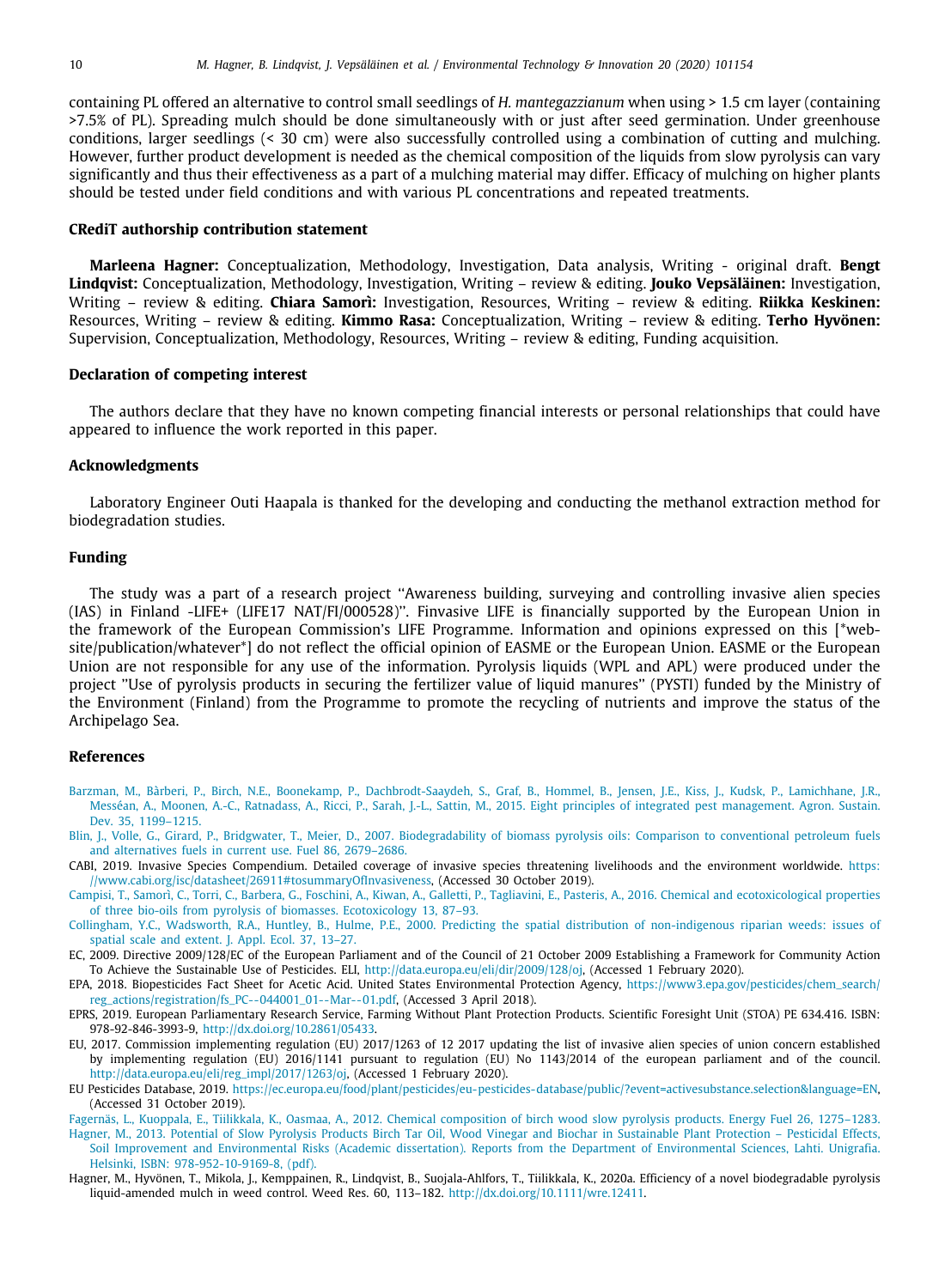containing PL offered an alternative to control small seedlings of *H. mantegazzianum* when using > 1.5 cm layer (containing >7.5% of PL). Spreading mulch should be done simultaneously with or just after seed germination. Under greenhouse conditions, larger seedlings (< 30 cm) were also successfully controlled using a combination of cutting and mulching. However, further product development is needed as the chemical composition of the liquids from slow pyrolysis can vary significantly and thus their effectiveness as a part of a mulching material may differ. Efficacy of mulching on higher plants should be tested under field conditions and with various PL concentrations and repeated treatments.

## CRediT authorship contribution statement

**Marleena Hagner:** Conceptualization, Methodology, Investigation, Data analysis, Writing - original draft. **Bengt Lindqvist:** Conceptualization, Methodology, Investigation, Writing – review & editing. **Jouko Vepsäläinen:** Investigation, Writing – review & editing. **Chiara Samorì:** Investigation, Resources, Writing – review & editing. **Riikka Keskinen:** Resources, Writing – review & editing. **Kimmo Rasa:** Conceptualization, Writing – review & editing. **Terho Hyvönen:** Supervision, Conceptualization, Methodology, Resources, Writing – review & editing, Funding acquisition.

## Declaration of competing interest

The authors declare that they have no known competing financial interests or personal relationships that could have appeared to influence the work reported in this paper.

## Acknowledgments

Laboratory Engineer Outi Haapala is thanked for the developing and conducting the methanol extraction method for biodegradation studies.

## Funding

The study was a part of a research project ''Awareness building, surveying and controlling invasive alien species (IAS) in Finland -LIFE+ (LIFE17 NAT/FI/000528)''. Finvasive LIFE is financially supported by the European Union in the framework of the European Commission's LIFE Programme. Information and opinions expressed on this [*website/publication/whatever*] do not reflect the official opinion of EASME or the European Union. EASME or the European Union are not responsible for any use of the information. Pyrolysis liquids (WPL and APL) were produced under the project ''Use of pyrolysis products in securing the fertilizer value of liquid manures'' (PYSTI) funded by the Ministry of the Environment (Finland) from the Programme to promote the recycling of nutrients and improve the status of the Archipelago Sea.

## References

Barzman, M., Bàrberi, P., Birch, N.E., Boonekamp, P., Dachbrodt-Saaydeh, S., Graf, B., Hommel, B., Jensen, J.E., Kiss, J., Kudsk, P., Lamichhane, J.R., Messéan, A., Moonen, A.-C., Ratnadass, A., Ricci, P., Sarah, J.-L., Sattin, M., 2015. Eight principles of integrated pest management. Agron. Sustain. Dev. 35, 1199–1215.

Blin, J., Volle, G., Girard, P., Bridgwater, T., Meier, D., 2007. Biodegradability of biomass pyrolysis oils: Comparison to conventional petroleum fuels and alternatives fuels in current use. Fuel 86, 2679–2686.

CABI, 2019. Invasive Species Compendium. Detailed coverage of invasive species threatening livelihoods and the environment worldwide. https://www.cabi.org/isc/datasheet/26911#tosummaryOfInvasiveness, (Accessed 30 October 2019).

Campisi, T., Samorì, C., Torri, C., Barbera, G., Foschini, A., Kiwan, A., Galletti, P., Tagliavini, E., Pasteris, A., 2016. Chemical and ecotoxicological properties of three bio-oils from pyrolysis of biomasses. Ecotoxicology 13, 87–93.

Collingham, Y.C., Wadsworth, R.A., Huntley, B., Hulme, P.E., 2000. Predicting the spatial distribution of non-indigenous riparian weeds: issues of spatial scale and extent. J. Appl. Ecol. 37, 13–27.

EC, 2009. Directive 2009/128/EC of the European Parliament and of the Council of 21 October 2009 Establishing a Framework for Community Action To Achieve the Sustainable Use of Pesticides. ELI, http://data.europa.eu/eli/dir/2009/128/oj, (Accessed 1 February 2020).

EPA, 2018. Biopesticides Fact Sheet for Acetic Acid. United States Environmental Protection Agency, https://www3.epa.gov/pesticides/chem_search/reg_actions/registration/fs_PC--044001_01--Mar--01.pdf, (Accessed 3 April 2018).

EPRS, 2019. European Parliamentary Research Service, Farming Without Plant Protection Products. Scientific Foresight Unit (STOA) PE 634.416. ISBN: 978-92-846-3993-9, http://dx.doi.org/10.2861/05433.

EU, 2017. Commission implementing regulation (EU) 2017/1263 of 12 2017 updating the list of invasive alien species of union concern established by implementing regulation (EU) 2016/1141 pursuant to regulation (EU) No 1143/2014 of the european parliament and of the council. http://data.europa.eu/eli/reg_impl/2017/1263/oj, (Accessed 1 February 2020).

EU Pesticides Database, 2019. https://ec.europa.eu/food/plant/pesticides/eu-pesticides-database/public/?event=activesubstance.selection&language=EN, (Accessed 31 October 2019).

Fagernäs, L., Kuoppala, E., Tiilikkala, K., Oasmaa, A., 2012. Chemical composition of birch wood slow pyrolysis products. Energy Fuel 26, 1275–1283.

Hagner, M., 2013. Potential of Slow Pyrolysis Products Birch Tar Oil, Wood Vinegar and Biochar in Sustainable Plant Protection – Pesticidal Effects, Soil Improvement and Environmental Risks (Academic dissertation). Reports from the Department of Environmental Sciences, Lahti. Unigrafia. Helsinki, ISBN: 978-952-10-9169-8, (pdf).

Hagner, M., Hyvönen, T., Mikola, J., Kemppainen, R., Lindqvist, B., Suojala-Ahlfors, T., Tiilikkala, K., 2020a. Efficiency of a novel biodegradable pyrolysis liquid-amended mulch in weed control. Weed Res. 60, 113–182. http://dx.doi.org/10.1111/wre.12411.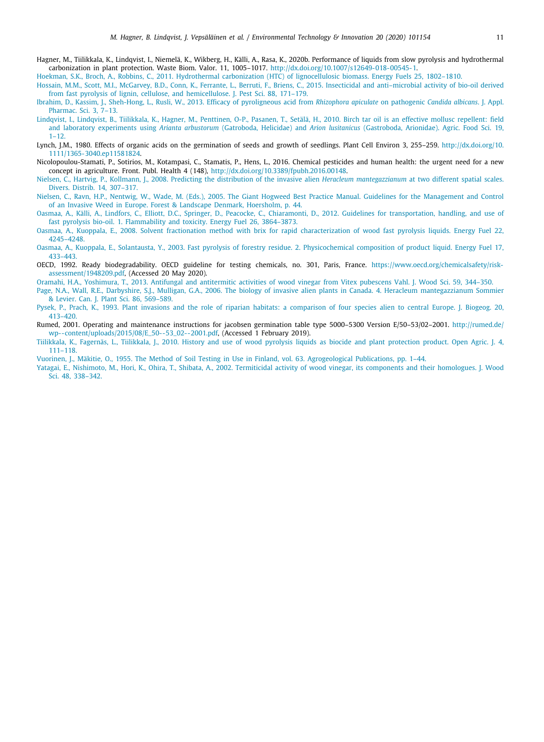Hagner, M., Tiilikkala, K., Lindqvist, I., Niemelä, K., Wikberg, H., Källi, A., Rasa, K., 2020b. Performance of liquids from slow pyrolysis and hydrothermal carbonization in plant protection. Waste Biom. Valor. 11, 1005–1017. http://dx.doi.org/10.1007/s12649-018-00545-1.

Hoekman, S.K., Broch, A., Robbins, C., 2011. Hydrothermal carbonization (HTC) of lignocellulosic biomass. Energy Fuels 25, 1802–1810.

Hossain, M.M., Scott, M.I., McGarvey, B.D., Conn, K., Ferrante, L., Berruti, F., Briens, C., 2015. Insecticidal and anti–microbial activity of bio-oil derived from fast pyrolysis of lignin, cellulose, and hemicellulose. J. Pest Sci. 88, 171–179.

Ibrahim, D., Kassim, J., Sheh-Hong, L., Rusli, W., 2013. Efficacy of pyroligneous acid from *Rhizophora apiculate* on pathogenic *Candida albicans*. J. Appl. Pharmac. Sci. 3, 7–13.

Lindqvist, I., Lindqvist, B., Tiilikkala, K., Hagner, M., Penttinen, O-P., Pasanen, T., Setälä, H., 2010. Birch tar oil is an effective mollusc repellent: field and laboratory experiments using *Arianta arbustorum* (Gatroboda, Helicidae) and *Arion lusitanicus* (Gastroboda, Arionidae). Agric. Food Sci. 19, 1–12.

Lynch, J.M., 1980. Effects of organic acids on the germination of seeds and growth of seedlings. Plant Cell Environ 3, 255–259. http://dx.doi.org/10.1111/1365-3040.ep11581824.

Nicolopoulou-Stamati, P., Sotirios, M., Kotampasi, C., Stamatis, P., Hens, L., 2016. Chemical pesticides and human health: the urgent need for a new concept in agriculture. Front. Publ. Health 4 (148), http://dx.doi.org/10.3389/fpubh.2016.00148.

Nielsen, C., Hartvig, P., Kollmann, J., 2008. Predicting the distribution of the invasive alien *Heracleum mantegazzianum* at two different spatial scales. Divers. Distrib. 14, 307–317.

Nielsen, C., Ravn, H.P., Nentwig, W., Wade, M. (Eds.), 2005. The Giant Hogweed Best Practice Manual. Guidelines for the Management and Control of an Invasive Weed in Europe. Forest & Landscape Denmark, Hoersholm, p. 44.

Oasmaa, A., Källi, A., Lindfors, C., Elliott, D.C., Springer, D., Peacocke, C., Chiaramonti, D., 2012. Guidelines for transportation, handling, and use of fast pyrolysis bio-oil. 1. Flammability and toxicity. Energy Fuel 26, 3864–3873.

Oasmaa, A., Kuoppala, E., 2008. Solvent fractionation method with brix for rapid characterization of wood fast pyrolysis liquids. Energy Fuel 22, 4245–4248.

Oasmaa, A., Kuoppala, E., Solantausta, Y., 2003. Fast pyrolysis of forestry residue. 2. Physicochemical composition of product liquid. Energy Fuel 17, 433–443.

OECD, 1992. Ready biodegradability. OECD guideline for testing chemicals, no. 301, Paris, France. https://www.oecd.org/chemicalsafety/risk-assessment/1948209.pdf, (Accessed 20 May 2020).

Oramahi, H.A., Yoshimura, T., 2013. Antifungal and antitermitic activities of wood vinegar from Vitex pubescens Vahl. J. Wood Sci. 59, 344–350.

Page, N.A., Wall, R.E., Darbyshire, S.J., Mulligan, G.A., 2006. The biology of invasive alien plants in Canada. 4. Heracleum mantegazzianum Sommier & Levier. Can. J. Plant Sci. 86, 569–589.

Pysek, P., Prach, K., 1993. Plant invasions and the role of riparian habitats: a comparison of four species alien to central Europe. J. Biogeog. 20, 413–420.

Rumed, 2001. Operating and maintenance instructions for jacobsen germination table type 5000–5300 Version E/50–53/02–2001. http://rumed.de/wp--content/uploads/2015/08/E_50--53_02--2001.pdf, (Accessed 1 February 2019).

Tiilikkala, K., Fagernäs, L., Tiilikkala, J., 2010. History and use of wood pyrolysis liquids as biocide and plant protection product. Open Agric. J. 4, 111–118.

Vuorinen, J., Mäkitie, O., 1955. The Method of Soil Testing in Use in Finland, vol. 63. Agrogeological Publications, pp. 1–44.

Yatagai, E., Nishimoto, M., Hori, K., Ohira, T., Shibata, A., 2002. Termiticidal activity of wood vinegar, its components and their homologues. J. Wood Sci. 48, 338–342.